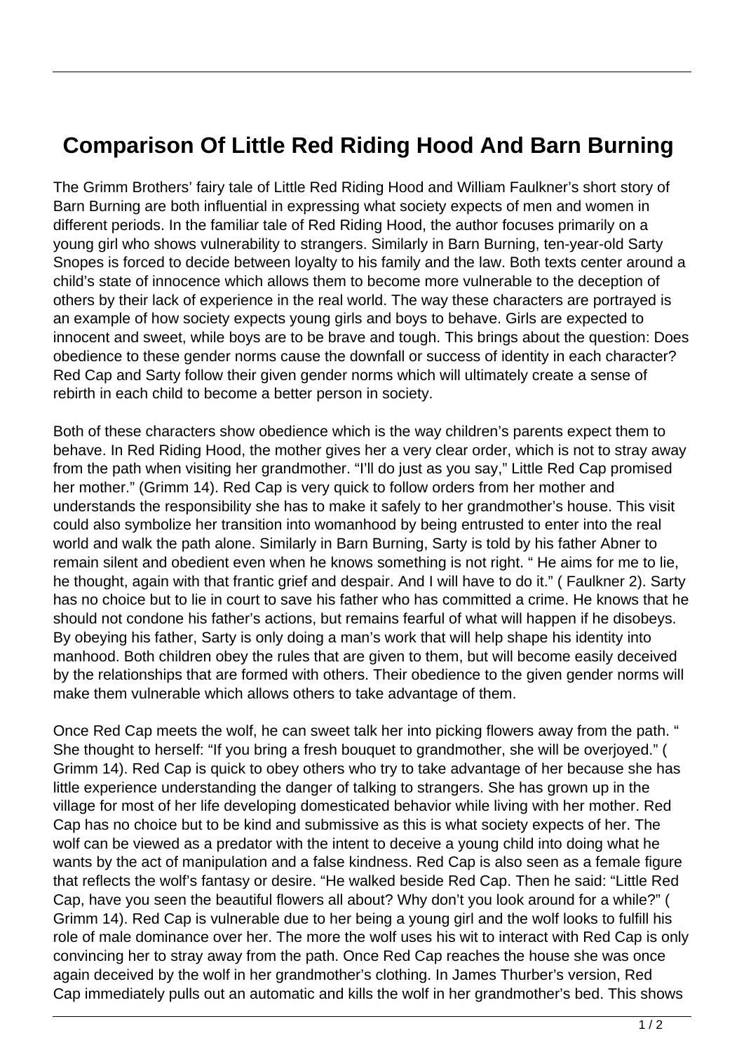# Comparison Of Little Red Riding Hood And Barn Burning

The Grimm Brothers' fairy tale of Little Red Riding Hood and William Faulkner's short story of Barn Burning are both influential in expressing what society expects of men and women in different periods. In the familiar tale of Red Riding Hood, the author focuses primarily on a young girl who shows vulnerability to strangers. Similarly in Barn Burning, ten-year-old Sarty Snopes is forced to decide between loyalty to his family and the law. Both texts center around a child's state of innocence which allows them to become more vulnerable to the deception of others by their lack of experience in the real world. The way these characters are portrayed is an example of how society expects young girls and boys to behave. Girls are expected to innocent and sweet, while boys are to be brave and tough. This brings about the question: Does obedience to these gender norms cause the downfall or success of identity in each character? Red Cap and Sarty follow their given gender norms which will ultimately create a sense of rebirth in each child to become a better person in society.

Both of these characters show obedience which is the way children's parents expect them to behave. In Red Riding Hood, the mother gives her a very clear order, which is not to stray away from the path when visiting her grandmother. "I'll do just as you say," Little Red Cap promised her mother." (Grimm 14). Red Cap is very quick to follow orders from her mother and understands the responsibility she has to make it safely to her grandmother's house. This visit could also symbolize her transition into womanhood by being entrusted to enter into the real world and walk the path alone. Similarly in Barn Burning, Sarty is told by his father Abner to remain silent and obedient even when he knows something is not right. " He aims for me to lie, he thought, again with that frantic grief and despair. And I will have to do it." ( Faulkner 2). Sarty has no choice but to lie in court to save his father who has committed a crime. He knows that he should not condone his father's actions, but remains fearful of what will happen if he disobeys. By obeying his father, Sarty is only doing a man's work that will help shape his identity into manhood. Both children obey the rules that are given to them, but will become easily deceived by the relationships that are formed with others. Their obedience to the given gender norms will make them vulnerable which allows others to take advantage of them.

Once Red Cap meets the wolf, he can sweet talk her into picking flowers away from the path. " She thought to herself: "If you bring a fresh bouquet to grandmother, she will be overjoyed." ( Grimm 14). Red Cap is quick to obey others who try to take advantage of her because she has little experience understanding the danger of talking to strangers. She has grown up in the village for most of her life developing domesticated behavior while living with her mother. Red Cap has no choice but to be kind and submissive as this is what society expects of her. The wolf can be viewed as a predator with the intent to deceive a young child into doing what he wants by the act of manipulation and a false kindness. Red Cap is also seen as a female figure that reflects the wolf's fantasy or desire. "He walked beside Red Cap. Then he said: "Little Red Cap, have you seen the beautiful flowers all about? Why don't you look around for a while?" ( Grimm 14). Red Cap is vulnerable due to her being a young girl and the wolf looks to fulfill his role of male dominance over her. The more the wolf uses his wit to interact with Red Cap is only convincing her to stray away from the path. Once Red Cap reaches the house she was once again deceived by the wolf in her grandmother's clothing. In James Thurber's version, Red Cap immediately pulls out an automatic and kills the wolf in her grandmother's bed. This shows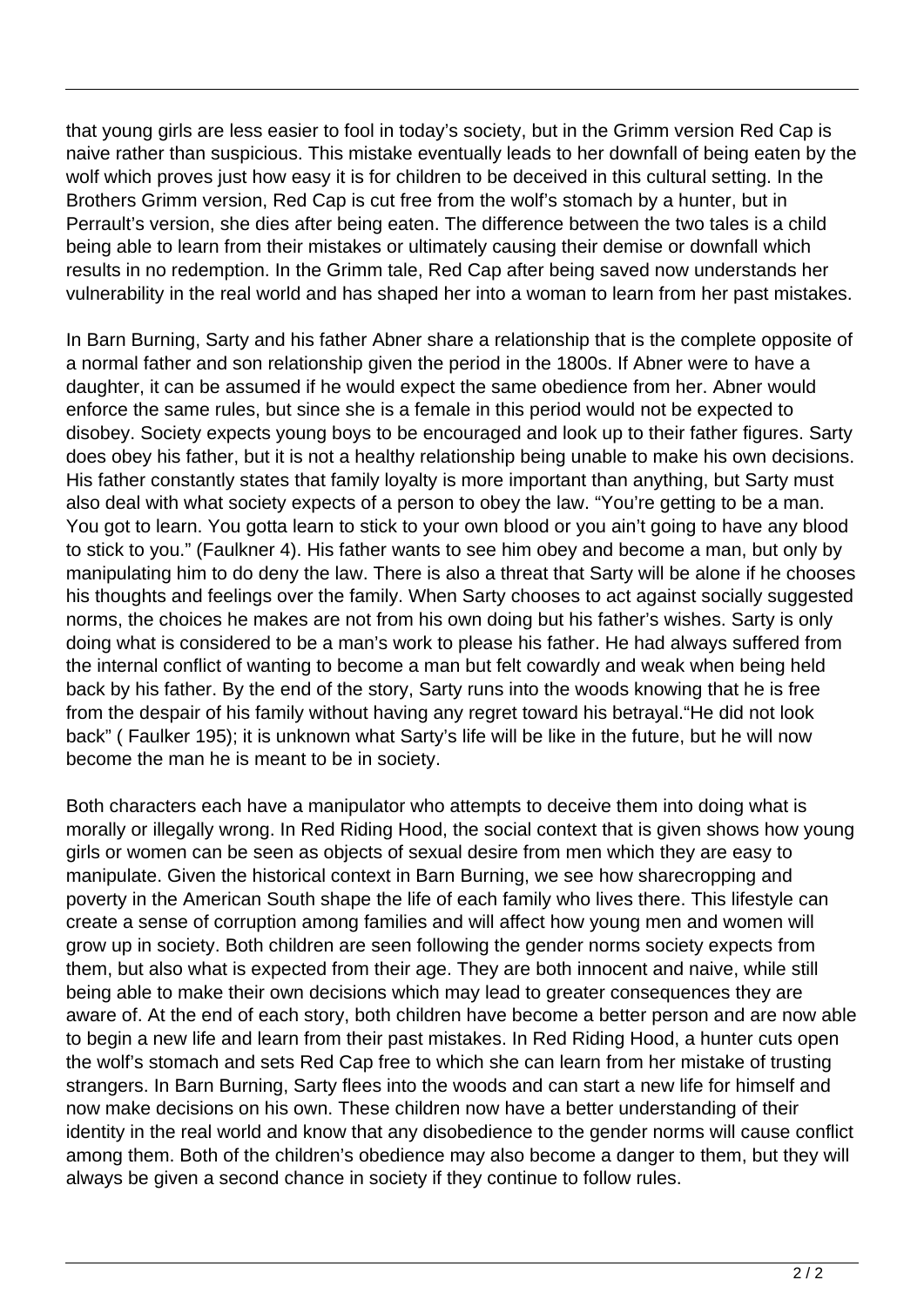that young girls are less easier to fool in today's society, but in the Grimm version Red Cap is naive rather than suspicious. This mistake eventually leads to her downfall of being eaten by the wolf which proves just how easy it is for children to be deceived in this cultural setting. In the Brothers Grimm version, Red Cap is cut free from the wolf's stomach by a hunter, but in Perrault's version, she dies after being eaten. The difference between the two tales is a child being able to learn from their mistakes or ultimately causing their demise or downfall which results in no redemption. In the Grimm tale, Red Cap after being saved now understands her vulnerability in the real world and has shaped her into a woman to learn from her past mistakes.

In Barn Burning, Sarty and his father Abner share a relationship that is the complete opposite of a normal father and son relationship given the period in the 1800s. If Abner were to have a daughter, it can be assumed if he would expect the same obedience from her. Abner would enforce the same rules, but since she is a female in this period would not be expected to disobey. Society expects young boys to be encouraged and look up to their father figures. Sarty does obey his father, but it is not a healthy relationship being unable to make his own decisions. His father constantly states that family loyalty is more important than anything, but Sarty must also deal with what society expects of a person to obey the law. "You're getting to be a man. You got to learn. You gotta learn to stick to your own blood or you ain't going to have any blood to stick to you." (Faulkner 4). His father wants to see him obey and become a man, but only by manipulating him to do deny the law. There is also a threat that Sarty will be alone if he chooses his thoughts and feelings over the family. When Sarty chooses to act against socially suggested norms, the choices he makes are not from his own doing but his father's wishes. Sarty is only doing what is considered to be a man's work to please his father. He had always suffered from the internal conflict of wanting to become a man but felt cowardly and weak when being held back by his father. By the end of the story, Sarty runs into the woods knowing that he is free from the despair of his family without having any regret toward his betrayal."He did not look back" ( Faulker 195); it is unknown what Sarty's life will be like in the future, but he will now become the man he is meant to be in society.

Both characters each have a manipulator who attempts to deceive them into doing what is morally or illegally wrong. In Red Riding Hood, the social context that is given shows how young girls or women can be seen as objects of sexual desire from men which they are easy to manipulate. Given the historical context in Barn Burning, we see how sharecropping and poverty in the American South shape the life of each family who lives there. This lifestyle can create a sense of corruption among families and will affect how young men and women will grow up in society. Both children are seen following the gender norms society expects from them, but also what is expected from their age. They are both innocent and naive, while still being able to make their own decisions which may lead to greater consequences they are aware of. At the end of each story, both children have become a better person and are now able to begin a new life and learn from their past mistakes. In Red Riding Hood, a hunter cuts open the wolf's stomach and sets Red Cap free to which she can learn from her mistake of trusting strangers. In Barn Burning, Sarty flees into the woods and can start a new life for himself and now make decisions on his own. These children now have a better understanding of their identity in the real world and know that any disobedience to the gender norms will cause conflict among them. Both of the children's obedience may also become a danger to them, but they will always be given a second chance in society if they continue to follow rules.